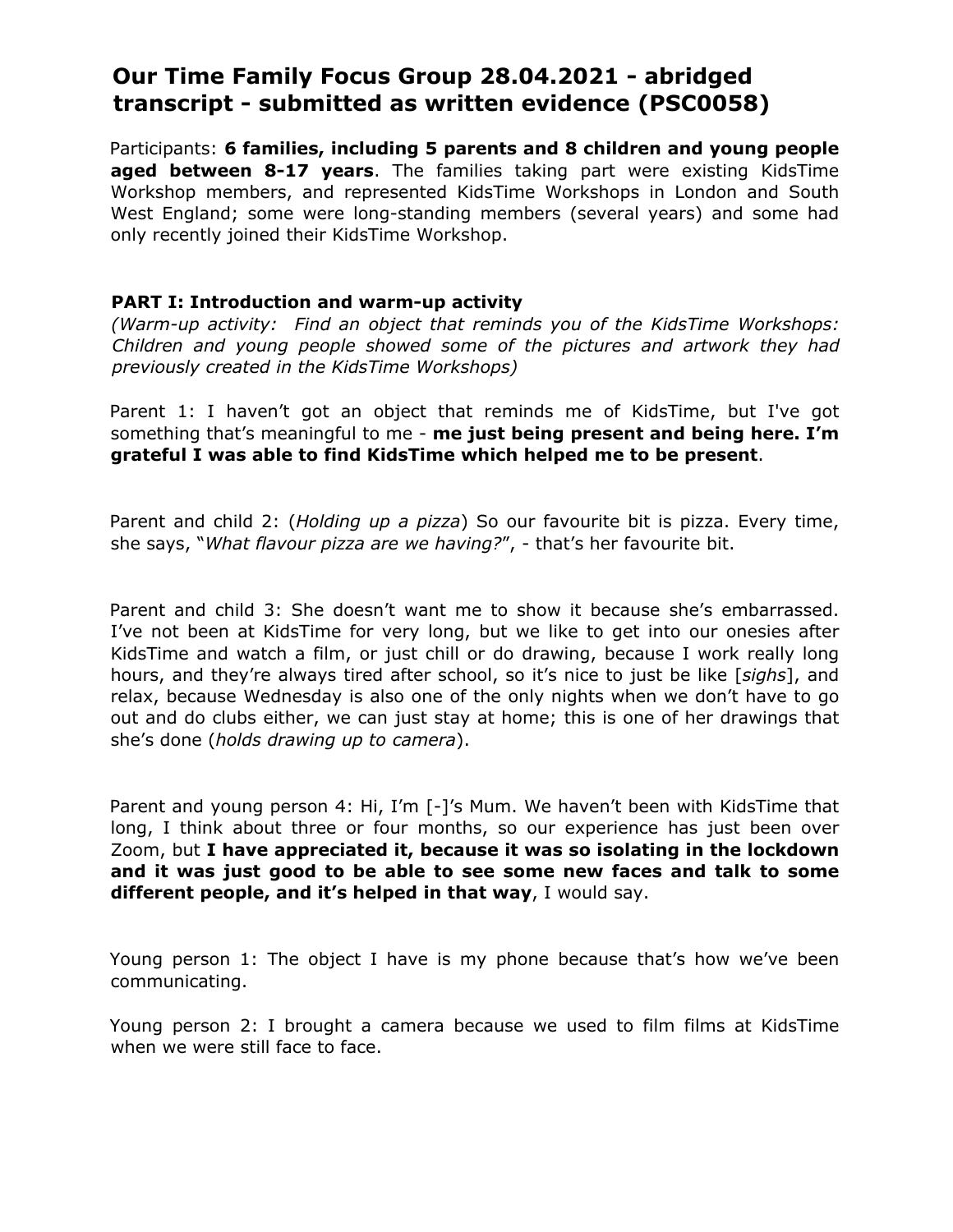# Our Time Family Focus Group 28.04.2021 - abridged transcript - submitted as written evidence (PSC0058)

Participants: **6 families, including 5 parents and 8 children and young people aged between 8-17 years**. The families taking part were existing KidsTime Workshop members, and represented KidsTime Workshops in London and South West England; some were long-standing members (several years) and some had only recently joined their KidsTime Workshop.

### PART I: Introduction and warm-up activity

*(Warm-up activity: Find an object that reminds you of the KidsTime Workshops: Children and young people showed some of the pictures and artwork they had previously created in the KidsTime Workshops)*

Parent 1: I haven't got an object that reminds me of KidsTime, but I've got something that's meaningful to me - **me just being present and being here. I'm grateful I was able to find KidsTime which helped me to be present**.

Parent and child 2: (*Holding up a pizza*) So our favourite bit is pizza. Every time, she says, "*What flavour pizza are we having?*", - that's her favourite bit.

Parent and child 3: She doesn't want me to show it because she's embarrassed. I've not been at KidsTime for very long, but we like to get into our onesies after KidsTime and watch a film, or just chill or do drawing, because I work really long hours, and they're always tired after school, so it's nice to just be like [*sighs*], and relax, because Wednesday is also one of the only nights when we don't have to go out and do clubs either, we can just stay at home; this is one of her drawings that she's done (*holds drawing up to camera*).

Parent and young person 4: Hi, I'm [-]'s Mum. We haven't been with KidsTime that long, I think about three or four months, so our experience has just been over Zoom, but **I have appreciated it, because it was so isolating in the lockdown and it was just good to be able to see some new faces and talk to some different people, and it's helped in that way**, I would say.

Young person 1: The object I have is my phone because that's how we've been communicating.

Young person 2: I brought a camera because we used to film films at KidsTime when we were still face to face.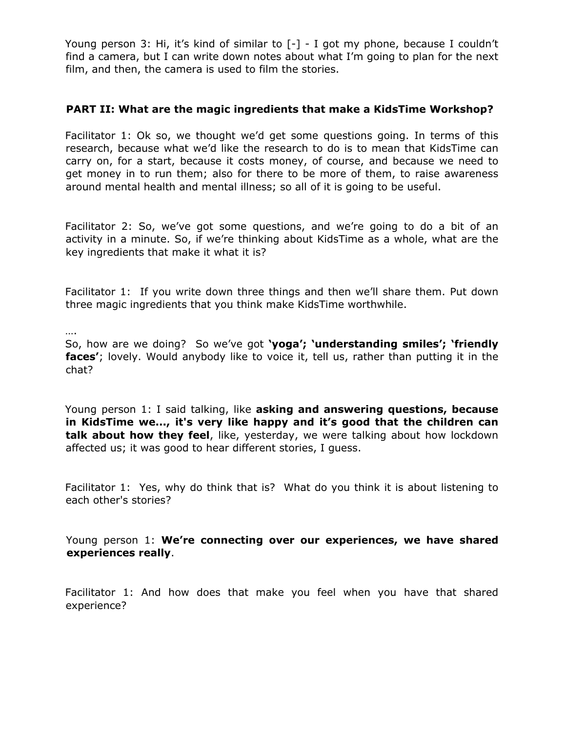Young person 3: Hi, it's kind of similar to [-] - I got my phone, because I couldn't find a camera, but I can write down notes about what I'm going to plan for the next film, and then, the camera is used to film the stories.

**PART II: What are the magic ingredients that make a KidsTime Workshop?**

Facilitator 1: Ok so, we thought we'd get some questions going. In terms of this research, because what we'd like the research to do is to mean that KidsTime can carry on, for a start, because it costs money, of course, and because we need to get money in to run them; also for there to be more of them, to raise awareness around mental health and mental illness; so all of it is going to be useful.

Facilitator 2: So, we've got some questions, and we're going to do a bit of an activity in a minute. So, if we're thinking about KidsTime as a whole, what are the key ingredients that make it what it is?

Facilitator 1: If you write down three things and then we'll share them. Put down three magic ingredients that you think make KidsTime worthwhile.

….
So, how are we doing? So we've got **'yoga'; 'understanding smiles'; 'friendly faces'**; lovely. Would anybody like to voice it, tell us, rather than putting it in the chat?

Young person 1: I said talking, like **asking and answering questions, because in KidsTime we..., it's very like happy and it's good that the children can talk about how they feel**, like, yesterday, we were talking about how lockdown affected us; it was good to hear different stories, I guess.

Facilitator 1: Yes, why do think that is? What do you think it is about listening to each other's stories?

Young person 1: **We're connecting over our experiences, we have shared experiences really**.

Facilitator 1: And how does that make you feel when you have that shared experience?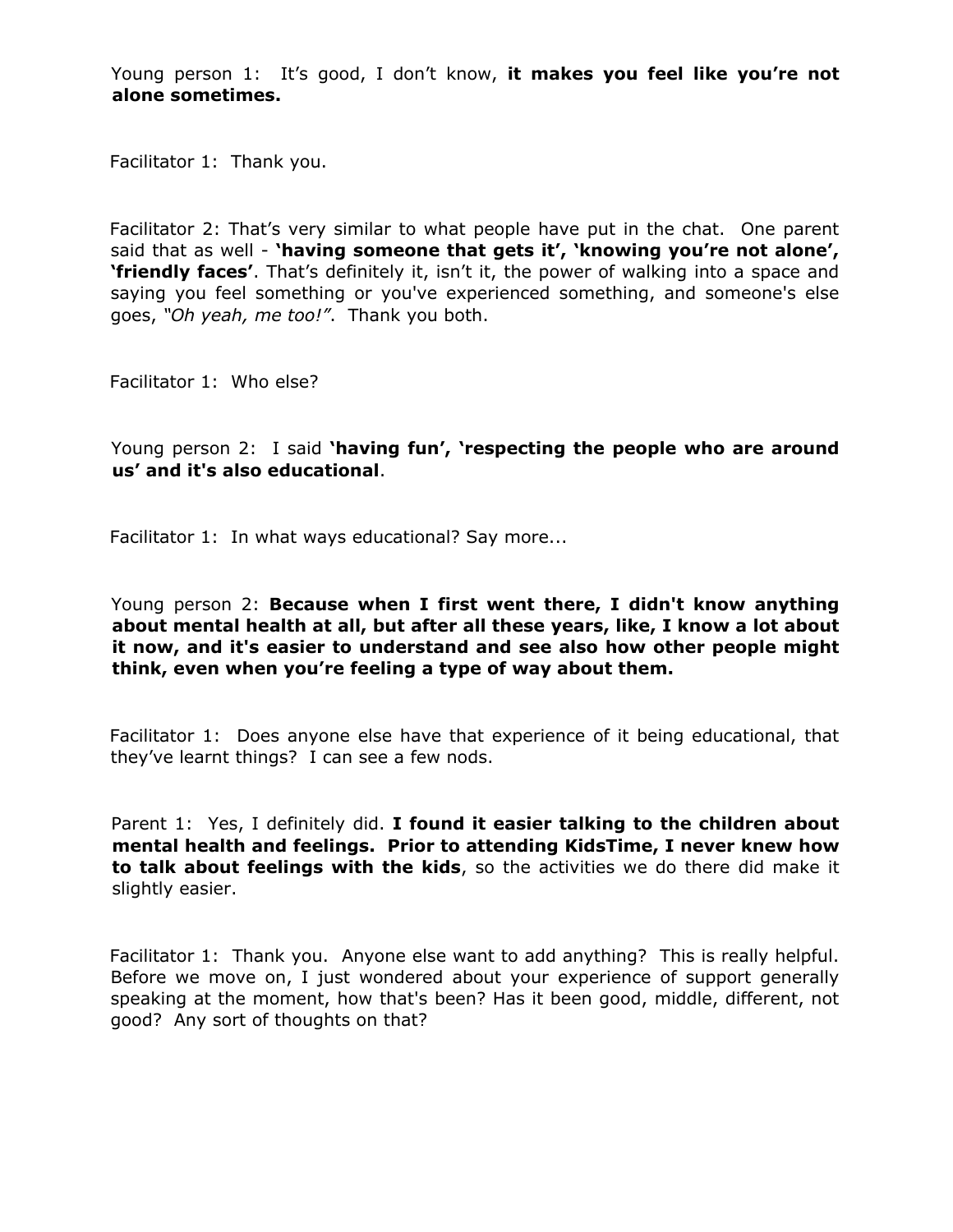Young person 1: It's good, I don't know, **it makes you feel like you're not alone sometimes.**

Facilitator 1: Thank you.

Facilitator 2: That's very similar to what people have put in the chat. One parent said that as well - **'having someone that gets it', 'knowing you're not alone', 'friendly faces'**. That's definitely it, isn't it, the power of walking into a space and saying you feel something or you've experienced something, and someone's else goes, *"Oh yeah, me too!"*. Thank you both.

Facilitator 1: Who else?

Young person 2: I said **'having fun', 'respecting the people who are around us' and it's also educational**.

Facilitator 1: In what ways educational? Say more...

Young person 2: **Because when I first went there, I didn't know anything about mental health at all, but after all these years, like, I know a lot about it now, and it's easier to understand and see also how other people might think, even when you're feeling a type of way about them.**

Facilitator 1: Does anyone else have that experience of it being educational, that they've learnt things? I can see a few nods.

Parent 1: Yes, I definitely did. **I found it easier talking to the children about mental health and feelings. Prior to attending KidsTime, I never knew how to talk about feelings with the kids**, so the activities we do there did make it slightly easier.

Facilitator 1: Thank you. Anyone else want to add anything? This is really helpful. Before we move on, I just wondered about your experience of support generally speaking at the moment, how that's been? Has it been good, middle, different, not good? Any sort of thoughts on that?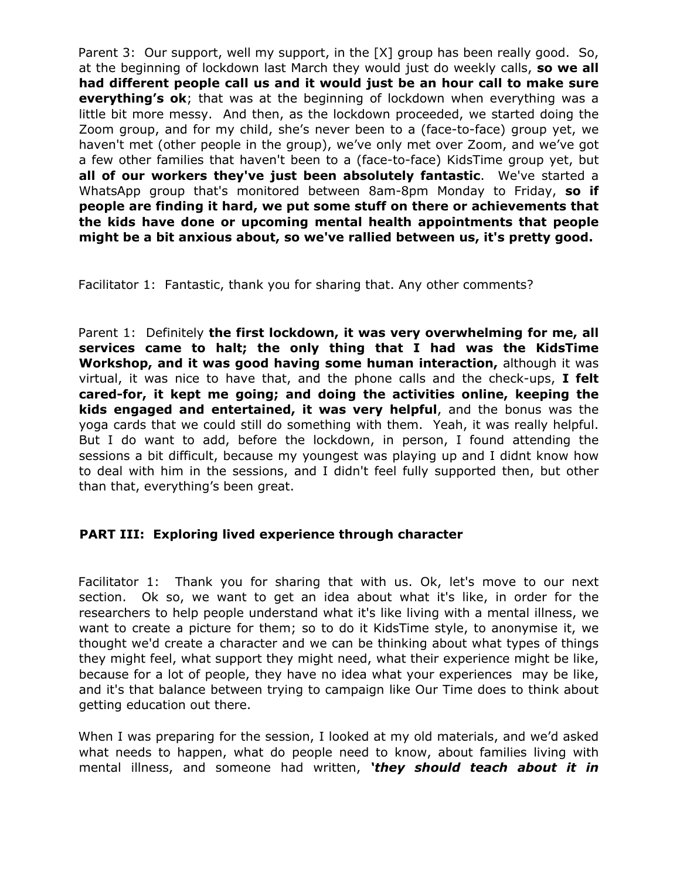Parent 3: Our support, well my support, in the [X] group has been really good. So, at the beginning of lockdown last March they would just do weekly calls, **so we all had different people call us and it would just be an hour call to make sure everything's ok**; that was at the beginning of lockdown when everything was a little bit more messy. And then, as the lockdown proceeded, we started doing the Zoom group, and for my child, she's never been to a (face-to-face) group yet, we haven't met (other people in the group), we've only met over Zoom, and we've got a few other families that haven't been to a (face-to-face) KidsTime group yet, but **all of our workers they've just been absolutely fantastic**. We've started a WhatsApp group that's monitored between 8am-8pm Monday to Friday, **so if people are finding it hard, we put some stuff on there or achievements that the kids have done or upcoming mental health appointments that people might be a bit anxious about, so we've rallied between us, it's pretty good.**

Facilitator 1: Fantastic, thank you for sharing that. Any other comments?

Parent 1: Definitely **the first lockdown, it was very overwhelming for me, all services came to halt; the only thing that I had was the KidsTime Workshop, and it was good having some human interaction,** although it was virtual, it was nice to have that, and the phone calls and the check-ups, **I felt cared-for, it kept me going; and doing the activities online, keeping the kids engaged and entertained, it was very helpful**, and the bonus was the yoga cards that we could still do something with them. Yeah, it was really helpful. But I do want to add, before the lockdown, in person, I found attending the sessions a bit difficult, because my youngest was playing up and I didnt know how to deal with him in the sessions, and I didn't feel fully supported then, but other than that, everything's been great.

## PART III: Exploring lived experience through character

Facilitator 1: Thank you for sharing that with us. Ok, let's move to our next section. Ok so, we want to get an idea about what it's like, in order for the researchers to help people understand what it's like living with a mental illness, we want to create a picture for them; so to do it KidsTime style, to anonymise it, we thought we'd create a character and we can be thinking about what types of things they might feel, what support they might need, what their experience might be like, because for a lot of people, they have no idea what your experiences may be like, and it's that balance between trying to campaign like Our Time does to think about getting education out there.

When I was preparing for the session, I looked at my old materials, and we'd asked what needs to happen, what do people need to know, about families living with mental illness, and someone had written, ***'they should teach about it in***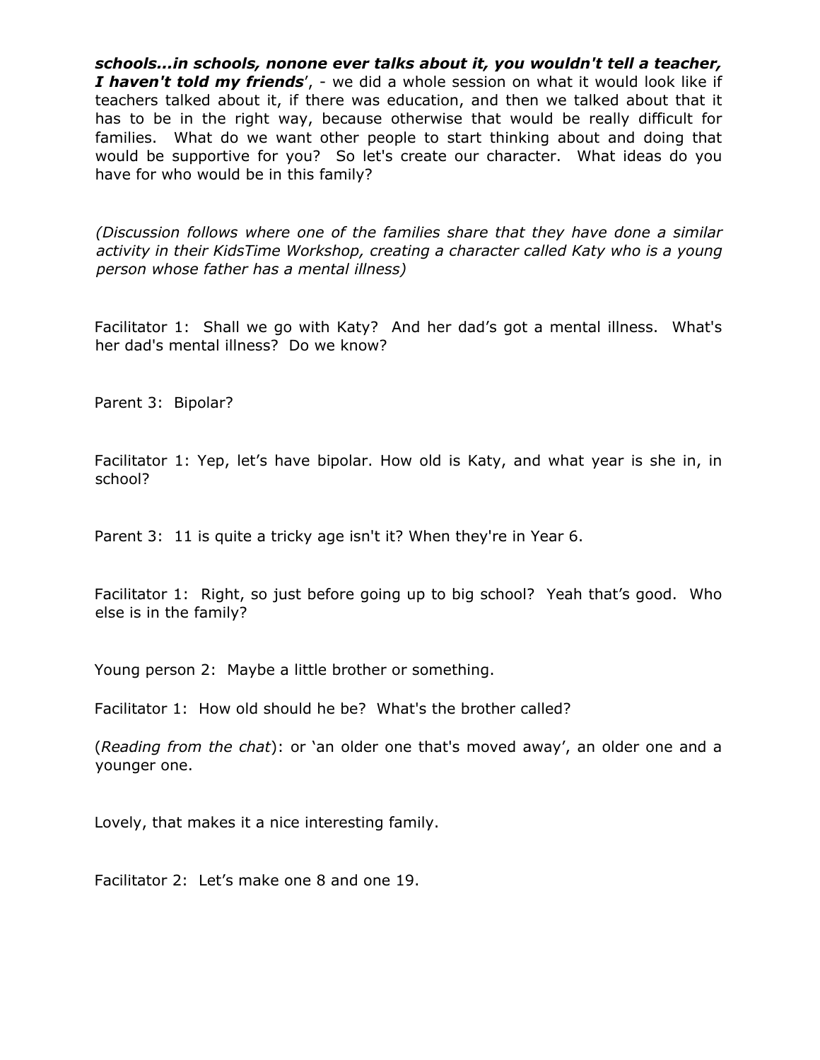***schools…in schools, nonone ever talks about it, you wouldn't tell a teacher, I haven't told my friends***', - we did a whole session on what it would look like if teachers talked about it, if there was education, and then we talked about that it has to be in the right way, because otherwise that would be really difficult for families. What do we want other people to start thinking about and doing that would be supportive for you? So let's create our character. What ideas do you have for who would be in this family?

*(Discussion follows where one of the families share that they have done a similar activity in their KidsTime Workshop, creating a character called Katy who is a young person whose father has a mental illness)*

Facilitator 1: Shall we go with Katy? And her dad's got a mental illness. What's her dad's mental illness? Do we know?

Parent 3: Bipolar?

Facilitator 1: Yep, let's have bipolar. How old is Katy, and what year is she in, in school?

Parent 3: 11 is quite a tricky age isn't it? When they're in Year 6.

Facilitator 1: Right, so just before going up to big school? Yeah that's good. Who else is in the family?

Young person 2: Maybe a little brother or something.

Facilitator 1: How old should he be? What's the brother called?

(*Reading from the chat*): or 'an older one that's moved away', an older one and a younger one.

Lovely, that makes it a nice interesting family.

Facilitator 2: Let's make one 8 and one 19.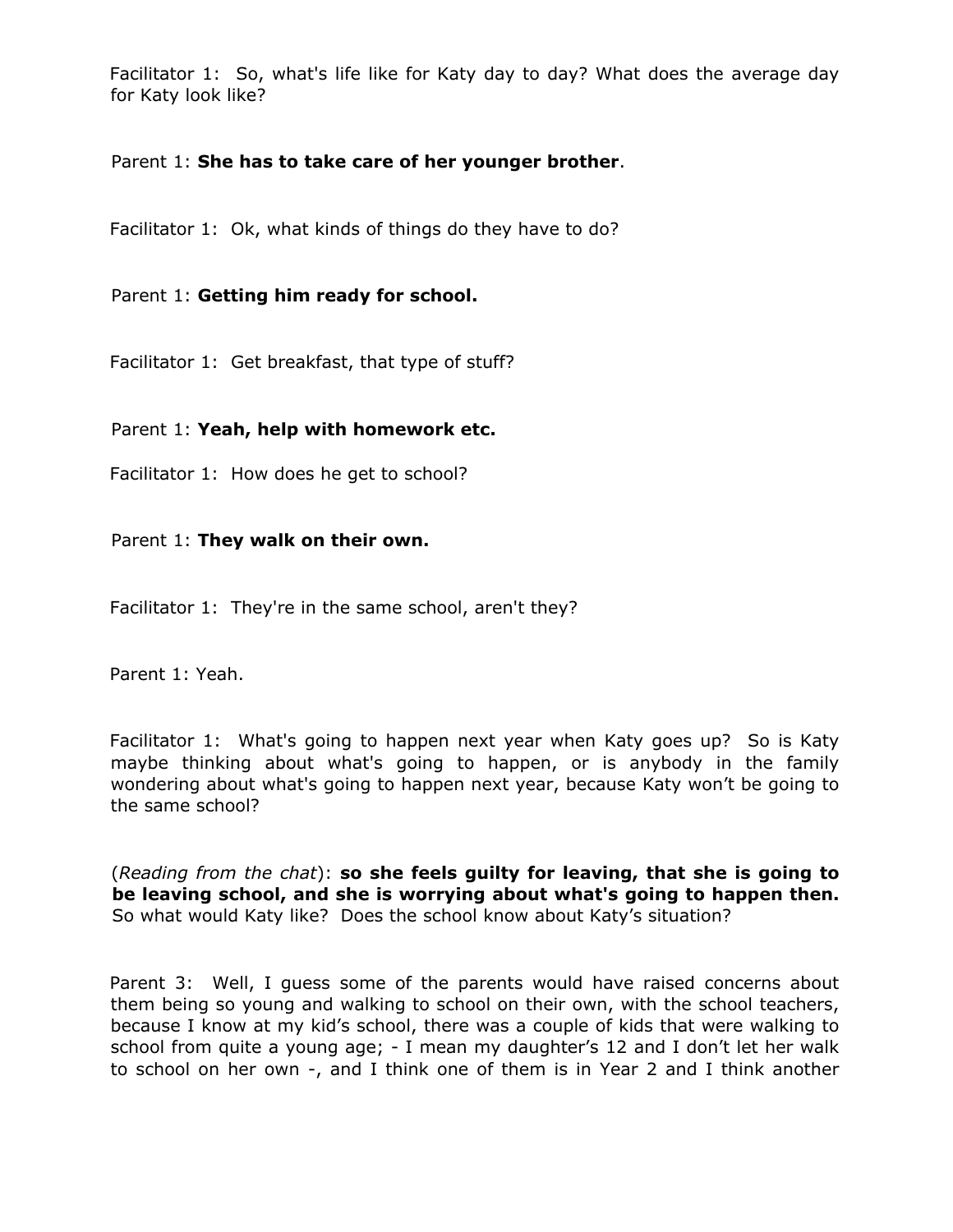Facilitator 1: So, what's life like for Katy day to day? What does the average day for Katy look like?

Parent 1: **She has to take care of her younger brother**.

Facilitator 1: Ok, what kinds of things do they have to do?

Parent 1: **Getting him ready for school.**

Facilitator 1: Get breakfast, that type of stuff?

Parent 1: **Yeah, help with homework etc.**

Facilitator 1: How does he get to school?

Parent 1: **They walk on their own.**

Facilitator 1: They're in the same school, aren't they?

Parent 1: Yeah.

Facilitator 1: What's going to happen next year when Katy goes up? So is Katy maybe thinking about what's going to happen, or is anybody in the family wondering about what's going to happen next year, because Katy won't be going to the same school?

(*Reading from the chat*): **so she feels guilty for leaving, that she is going to be leaving school, and she is worrying about what's going to happen then.** So what would Katy like? Does the school know about Katy's situation?

Parent 3: Well, I guess some of the parents would have raised concerns about them being so young and walking to school on their own, with the school teachers, because I know at my kid's school, there was a couple of kids that were walking to school from quite a young age; - I mean my daughter's 12 and I don't let her walk to school on her own -, and I think one of them is in Year 2 and I think another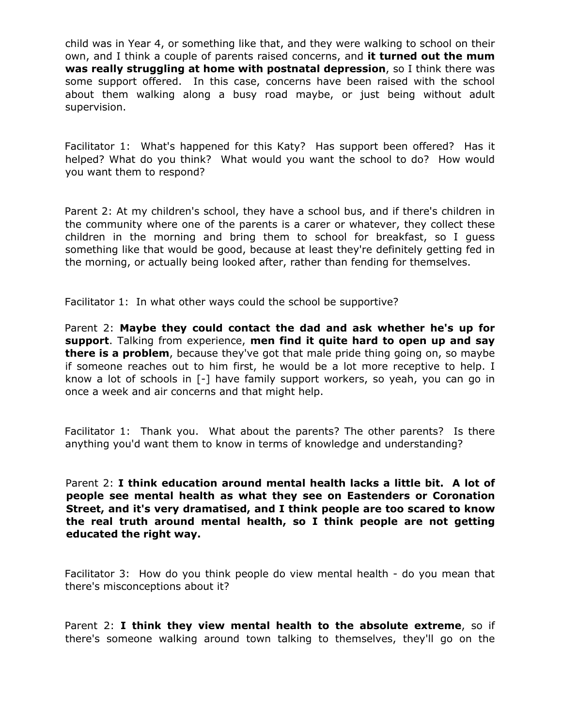child was in Year 4, or something like that, and they were walking to school on their own, and I think a couple of parents raised concerns, and **it turned out the mum was really struggling at home with postnatal depression**, so I think there was some support offered. In this case, concerns have been raised with the school about them walking along a busy road maybe, or just being without adult supervision.

Facilitator 1: What's happened for this Katy? Has support been offered? Has it helped? What do you think? What would you want the school to do? How would you want them to respond?

Parent 2: At my children's school, they have a school bus, and if there's children in the community where one of the parents is a carer or whatever, they collect these children in the morning and bring them to school for breakfast, so I guess something like that would be good, because at least they're definitely getting fed in the morning, or actually being looked after, rather than fending for themselves.

Facilitator 1: In what other ways could the school be supportive?

Parent 2: **Maybe they could contact the dad and ask whether he's up for support**. Talking from experience, **men find it quite hard to open up and say there is a problem**, because they've got that male pride thing going on, so maybe if someone reaches out to him first, he would be a lot more receptive to help. I know a lot of schools in [-] have family support workers, so yeah, you can go in once a week and air concerns and that might help.

Facilitator 1: Thank you. What about the parents? The other parents? Is there anything you'd want them to know in terms of knowledge and understanding?

Parent 2: **I think education around mental health lacks a little bit. A lot of people see mental health as what they see on Eastenders or Coronation Street, and it's very dramatised, and I think people are too scared to know the real truth around mental health, so I think people are not getting educated the right way.**

Facilitator 3: How do you think people do view mental health - do you mean that there's misconceptions about it?

Parent 2: **I think they view mental health to the absolute extreme**, so if there's someone walking around town talking to themselves, they'll go on the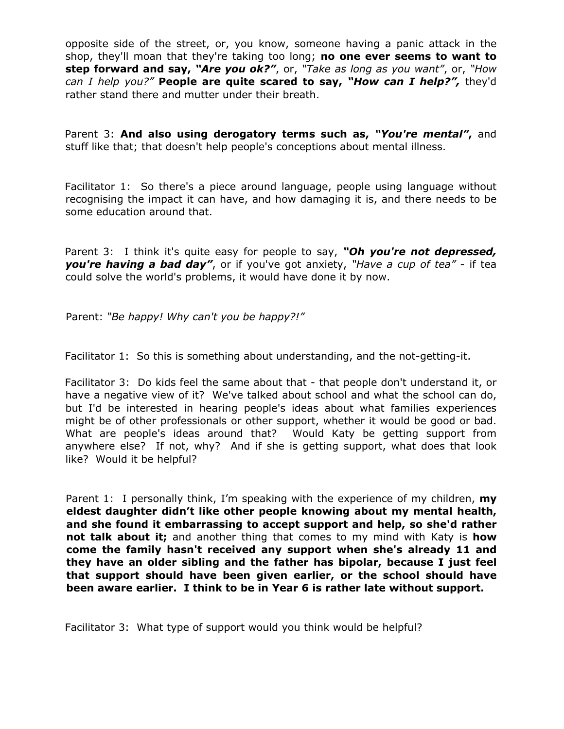opposite side of the street, or, you know, someone having a panic attack in the shop, they'll moan that they're taking too long; **no one ever seems to want to step forward and say, *"Are you ok?"***, or, *"Take as long as you want"*, or, *"How can I help you?"* **People are quite scared to say, *"How can I help?",*** they'd rather stand there and mutter under their breath.

Parent 3: **And also using derogatory terms such as, *"You're mental"*,** and stuff like that; that doesn't help people's conceptions about mental illness.

Facilitator 1: So there's a piece around language, people using language without recognising the impact it can have, and how damaging it is, and there needs to be some education around that.

Parent 3: I think it's quite easy for people to say, ***"Oh you're not depressed, you're having a bad day"***, or if you've got anxiety, *"Have a cup of tea"* - if tea could solve the world's problems, it would have done it by now.

Parent: *"Be happy! Why can't you be happy?!"*

Facilitator 1: So this is something about understanding, and the not-getting-it.

Facilitator 3: Do kids feel the same about that - that people don't understand it, or have a negative view of it? We've talked about school and what the school can do, but I'd be interested in hearing people's ideas about what families experiences might be of other professionals or other support, whether it would be good or bad. What are people's ideas around that? Would Katy be getting support from anywhere else? If not, why? And if she is getting support, what does that look like? Would it be helpful?

Parent 1: I personally think, I'm speaking with the experience of my children, **my eldest daughter didn't like other people knowing about my mental health, and she found it embarrassing to accept support and help, so she'd rather not talk about it;** and another thing that comes to my mind with Katy is **how come the family hasn't received any support when she's already 11 and they have an older sibling and the father has bipolar, because I just feel that support should have been given earlier, or the school should have been aware earlier. I think to be in Year 6 is rather late without support.**

Facilitator 3: What type of support would you think would be helpful?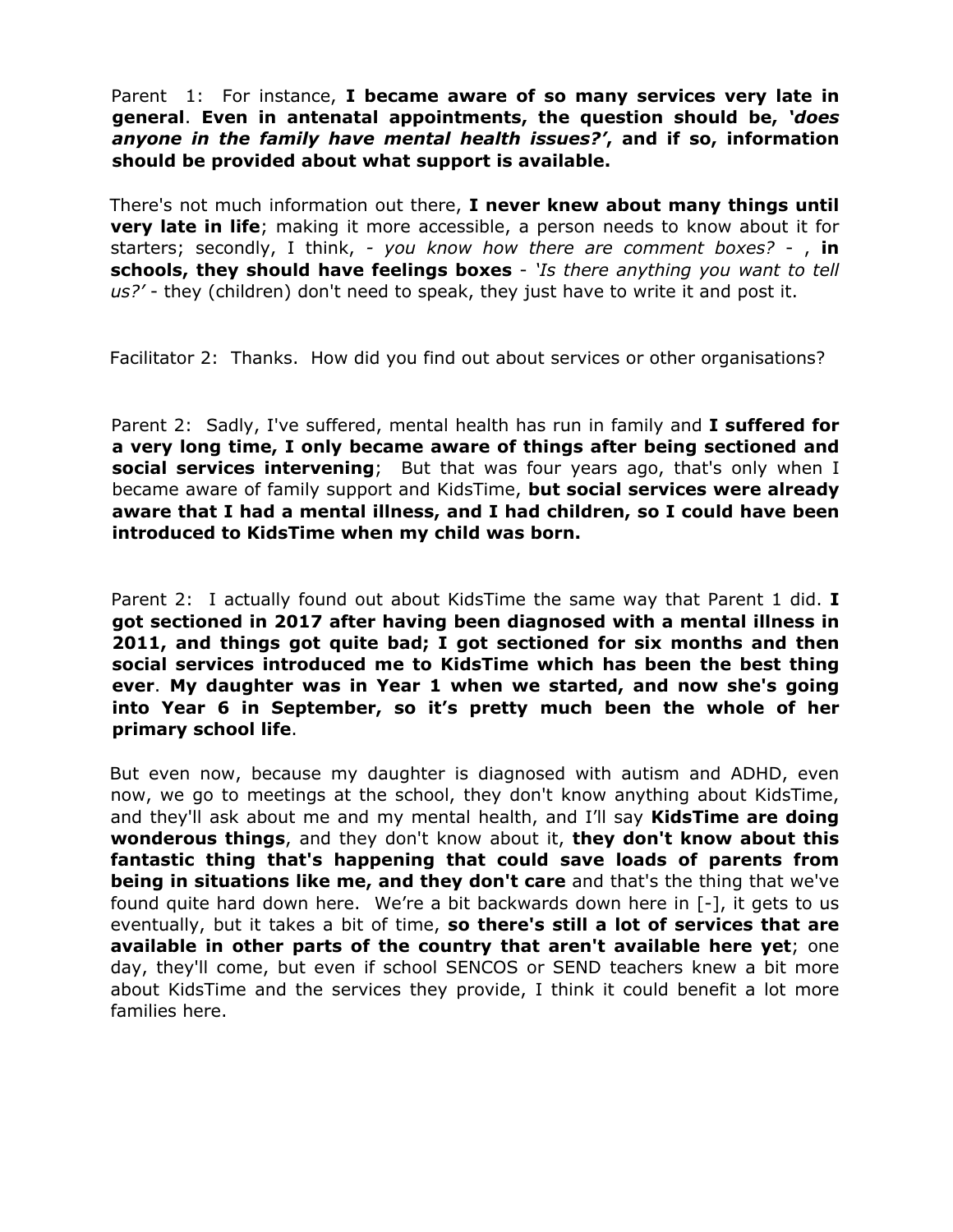Parent 1: For instance, **I became aware of so many services very late in general**. **Even in antenatal appointments, the question should be, *'does anyone in the family have mental health issues?'*, and if so, information should be provided about what support is available.**

There's not much information out there, **I never knew about many things until very late in life**; making it more accessible, a person needs to know about it for starters; secondly, I think, - *you know how there are comment boxes?* - , **in schools, they should have feelings boxes** - *'Is there anything you want to tell us?'* - they (children) don't need to speak, they just have to write it and post it.

Facilitator 2: Thanks. How did you find out about services or other organisations?

Parent 2: Sadly, I've suffered, mental health has run in family and **I suffered for a very long time, I only became aware of things after being sectioned and social services intervening**; But that was four years ago, that's only when I became aware of family support and KidsTime, **but social services were already aware that I had a mental illness, and I had children, so I could have been introduced to KidsTime when my child was born.**

Parent 2: I actually found out about KidsTime the same way that Parent 1 did. **I got sectioned in 2017 after having been diagnosed with a mental illness in 2011, and things got quite bad; I got sectioned for six months and then social services introduced me to KidsTime which has been the best thing ever**. **My daughter was in Year 1 when we started, and now she's going into Year 6 in September, so it's pretty much been the whole of her primary school life**.

But even now, because my daughter is diagnosed with autism and ADHD, even now, we go to meetings at the school, they don't know anything about KidsTime, and they'll ask about me and my mental health, and I'll say **KidsTime are doing wonderous things**, and they don't know about it, **they don't know about this fantastic thing that's happening that could save loads of parents from being in situations like me, and they don't care** and that's the thing that we've found quite hard down here. We're a bit backwards down here in [-], it gets to us eventually, but it takes a bit of time, **so there's still a lot of services that are available in other parts of the country that aren't available here yet**; one day, they'll come, but even if school SENCOS or SEND teachers knew a bit more about KidsTime and the services they provide, I think it could benefit a lot more families here.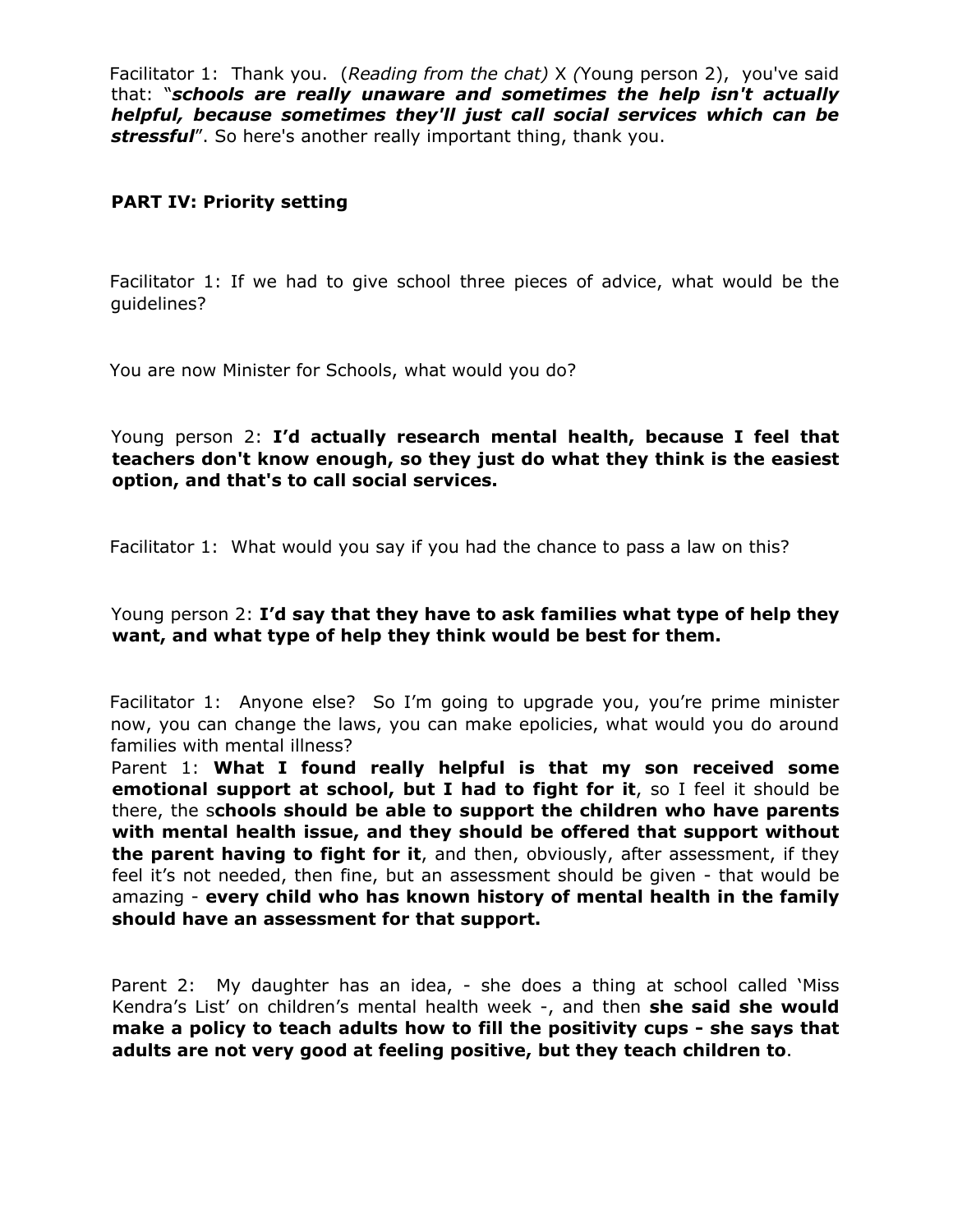Facilitator 1: Thank you. (*Reading from the chat*) X (Young person 2), you've said that: "***schools are really unaware and sometimes the help isn't actually helpful, because sometimes they'll just call social services which can be stressful***". So here's another really important thing, thank you.

**PART IV: Priority setting**

Facilitator 1: If we had to give school three pieces of advice, what would be the guidelines?

You are now Minister for Schools, what would you do?

Young person 2: **I'd actually research mental health, because I feel that teachers don't know enough, so they just do what they think is the easiest option, and that's to call social services.**

Facilitator 1: What would you say if you had the chance to pass a law on this?

Young person 2: **I'd say that they have to ask families what type of help they want, and what type of help they think would be best for them.**

Facilitator 1: Anyone else? So I'm going to upgrade you, you're prime minister now, you can change the laws, you can make epolicies, what would you do around families with mental illness?

Parent 1: **What I found really helpful is that my son received some emotional support at school, but I had to fight for it**, so I feel it should be there, the s**chools should be able to support the children who have parents with mental health issue, and they should be offered that support without the parent having to fight for it**, and then, obviously, after assessment, if they feel it's not needed, then fine, but an assessment should be given - that would be amazing - **every child who has known history of mental health in the family should have an assessment for that support.**

Parent 2: My daughter has an idea, - she does a thing at school called 'Miss Kendra's List' on children's mental health week -, and then **she said she would make a policy to teach adults how to fill the positivity cups - she says that adults are not very good at feeling positive, but they teach children to**.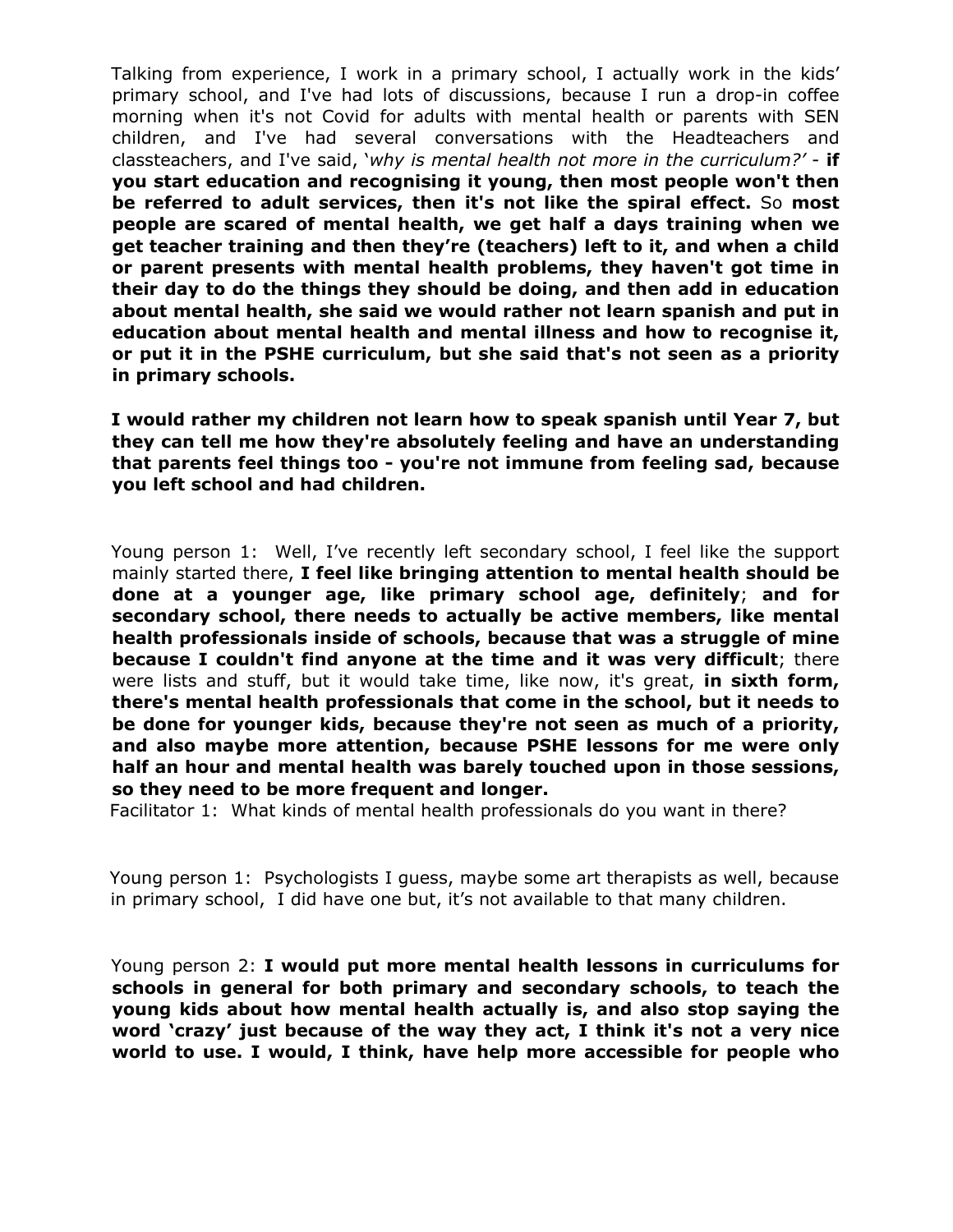Talking from experience, I work in a primary school, I actually work in the kids' primary school, and I've had lots of discussions, because I run a drop-in coffee morning when it's not Covid for adults with mental health or parents with SEN children, and I've had several conversations with the Headteachers and classteachers, and I've said, '*why is mental health not more in the curriculum?'* - **if you start education and recognising it young, then most people won't then be referred to adult services, then it's not like the spiral effect.** So **most people are scared of mental health, we get half a days training when we get teacher training and then they're (teachers) left to it, and when a child or parent presents with mental health problems, they haven't got time in their day to do the things they should be doing, and then add in education about mental health, she said we would rather not learn spanish and put in education about mental health and mental illness and how to recognise it, or put it in the PSHE curriculum, but she said that's not seen as a priority in primary schools.**

**I would rather my children not learn how to speak spanish until Year 7, but they can tell me how they're absolutely feeling and have an understanding that parents feel things too - you're not immune from feeling sad, because you left school and had children.**

Young person 1: Well, I've recently left secondary school, I feel like the support mainly started there, **I feel like bringing attention to mental health should be done at a younger age, like primary school age, definitely**; **and for secondary school, there needs to actually be active members, like mental health professionals inside of schools, because that was a struggle of mine because I couldn't find anyone at the time and it was very difficult**; there were lists and stuff, but it would take time, like now, it's great, **in sixth form, there's mental health professionals that come in the school, but it needs to be done for younger kids, because they're not seen as much of a priority, and also maybe more attention, because PSHE lessons for me were only half an hour and mental health was barely touched upon in those sessions, so they need to be more frequent and longer.**

Facilitator 1: What kinds of mental health professionals do you want in there?

Young person 1: Psychologists I guess, maybe some art therapists as well, because in primary school, I did have one but, it's not available to that many children.

Young person 2: **I would put more mental health lessons in curriculums for schools in general for both primary and secondary schools, to teach the young kids about how mental health actually is, and also stop saying the word 'crazy' just because of the way they act, I think it's not a very nice world to use. I would, I think, have help more accessible for people who**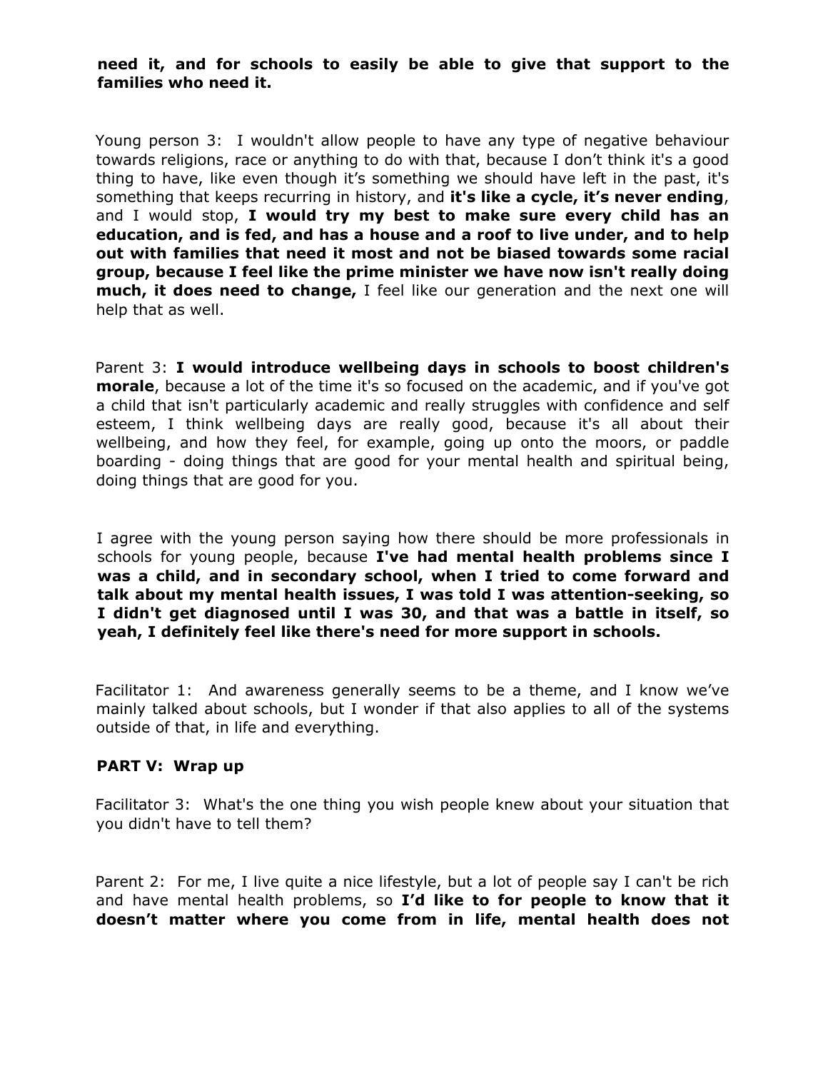**need it, and for schools to easily be able to give that support to the families who need it.**

Young person 3: I wouldn't allow people to have any type of negative behaviour towards religions, race or anything to do with that, because I don't think it's a good thing to have, like even though it's something we should have left in the past, it's something that keeps recurring in history, and **it's like a cycle, it's never ending**, and I would stop, **I would try my best to make sure every child has an education, and is fed, and has a house and a roof to live under, and to help out with families that need it most and not be biased towards some racial group, because I feel like the prime minister we have now isn't really doing much, it does need to change,** I feel like our generation and the next one will help that as well.

Parent 3: **I would introduce wellbeing days in schools to boost children's morale**, because a lot of the time it's so focused on the academic, and if you've got a child that isn't particularly academic and really struggles with confidence and self esteem, I think wellbeing days are really good, because it's all about their wellbeing, and how they feel, for example, going up onto the moors, or paddle boarding - doing things that are good for your mental health and spiritual being, doing things that are good for you.

I agree with the young person saying how there should be more professionals in schools for young people, because **I've had mental health problems since I was a child, and in secondary school, when I tried to come forward and talk about my mental health issues, I was told I was attention-seeking, so I didn't get diagnosed until I was 30, and that was a battle in itself, so yeah, I definitely feel like there's need for more support in schools.**

Facilitator 1: And awareness generally seems to be a theme, and I know we've mainly talked about schools, but I wonder if that also applies to all of the systems outside of that, in life and everything.

### PART V: Wrap up

Facilitator 3: What's the one thing you wish people knew about your situation that you didn't have to tell them?

Parent 2: For me, I live quite a nice lifestyle, but a lot of people say I can't be rich and have mental health problems, so **I'd like to for people to know that it doesn't matter where you come from in life, mental health does not**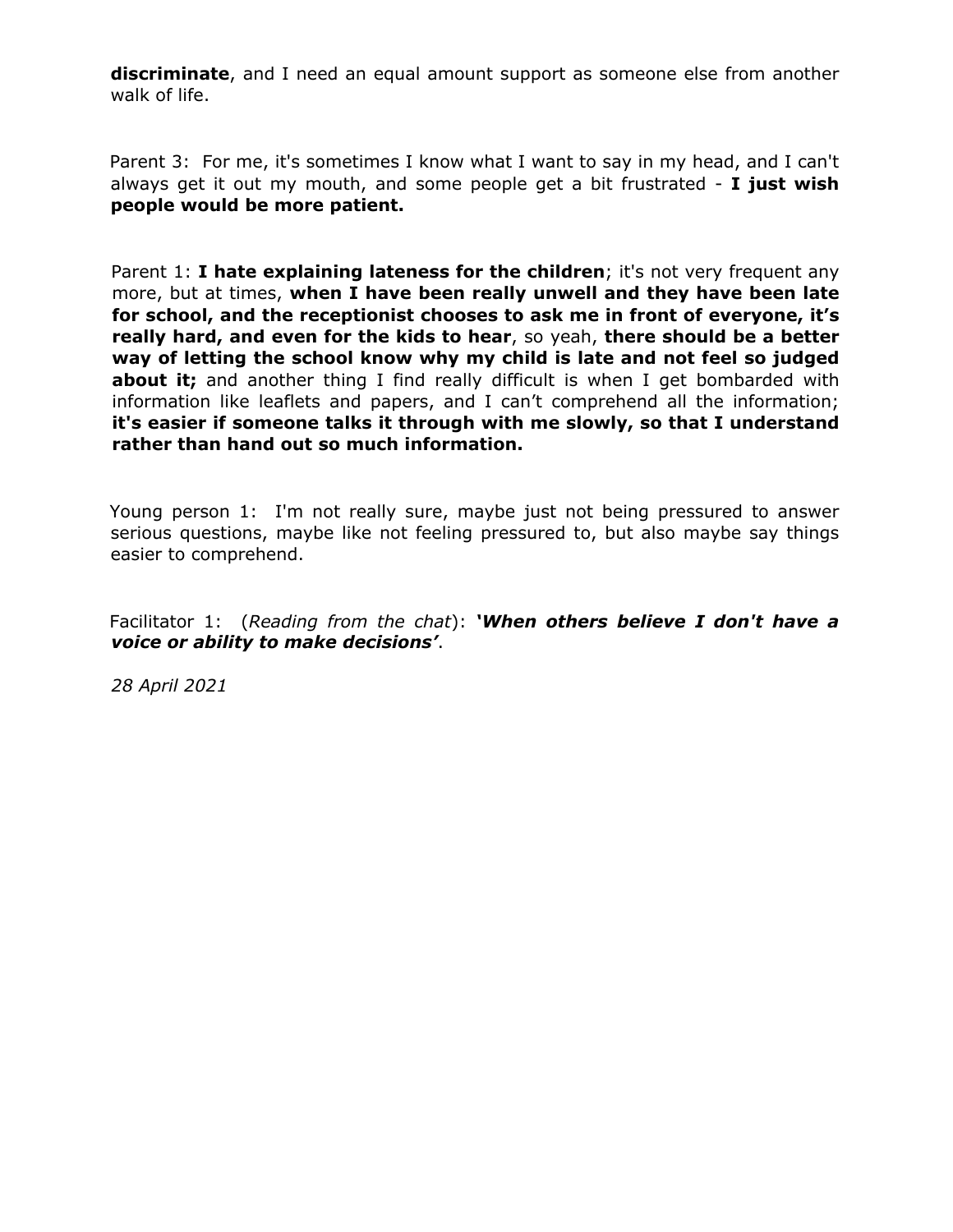**discriminate**, and I need an equal amount support as someone else from another walk of life.

Parent 3: For me, it's sometimes I know what I want to say in my head, and I can't always get it out my mouth, and some people get a bit frustrated - **I just wish people would be more patient.**

Parent 1: **I hate explaining lateness for the children**; it's not very frequent any more, but at times, **when I have been really unwell and they have been late for school, and the receptionist chooses to ask me in front of everyone, it's really hard, and even for the kids to hear**, so yeah, **there should be a better way of letting the school know why my child is late and not feel so judged about it;** and another thing I find really difficult is when I get bombarded with information like leaflets and papers, and I can't comprehend all the information; **it's easier if someone talks it through with me slowly, so that I understand rather than hand out so much information.**

Young person 1: I'm not really sure, maybe just not being pressured to answer serious questions, maybe like not feeling pressured to, but also maybe say things easier to comprehend.

Facilitator 1: (*Reading from the chat*): ***'When others believe I don't have a voice or ability to make decisions'***.

*28 April 2021*